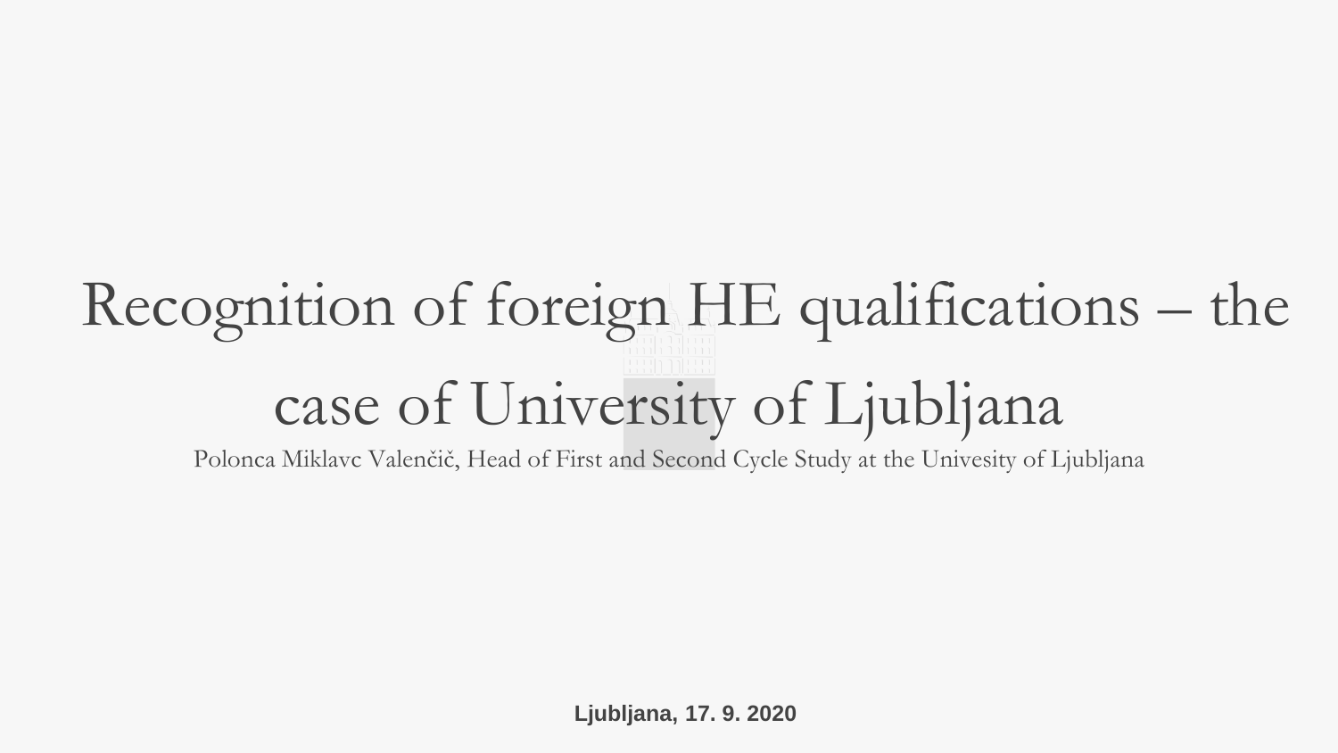# Recognition of foreign HE qualifications – the case of University of Ljubljana

Polonca Miklavc Valenčič, Head of First and Second Cycle Study at the Univesity of Ljubljana

**Ljubljana, 17. 9. 2020**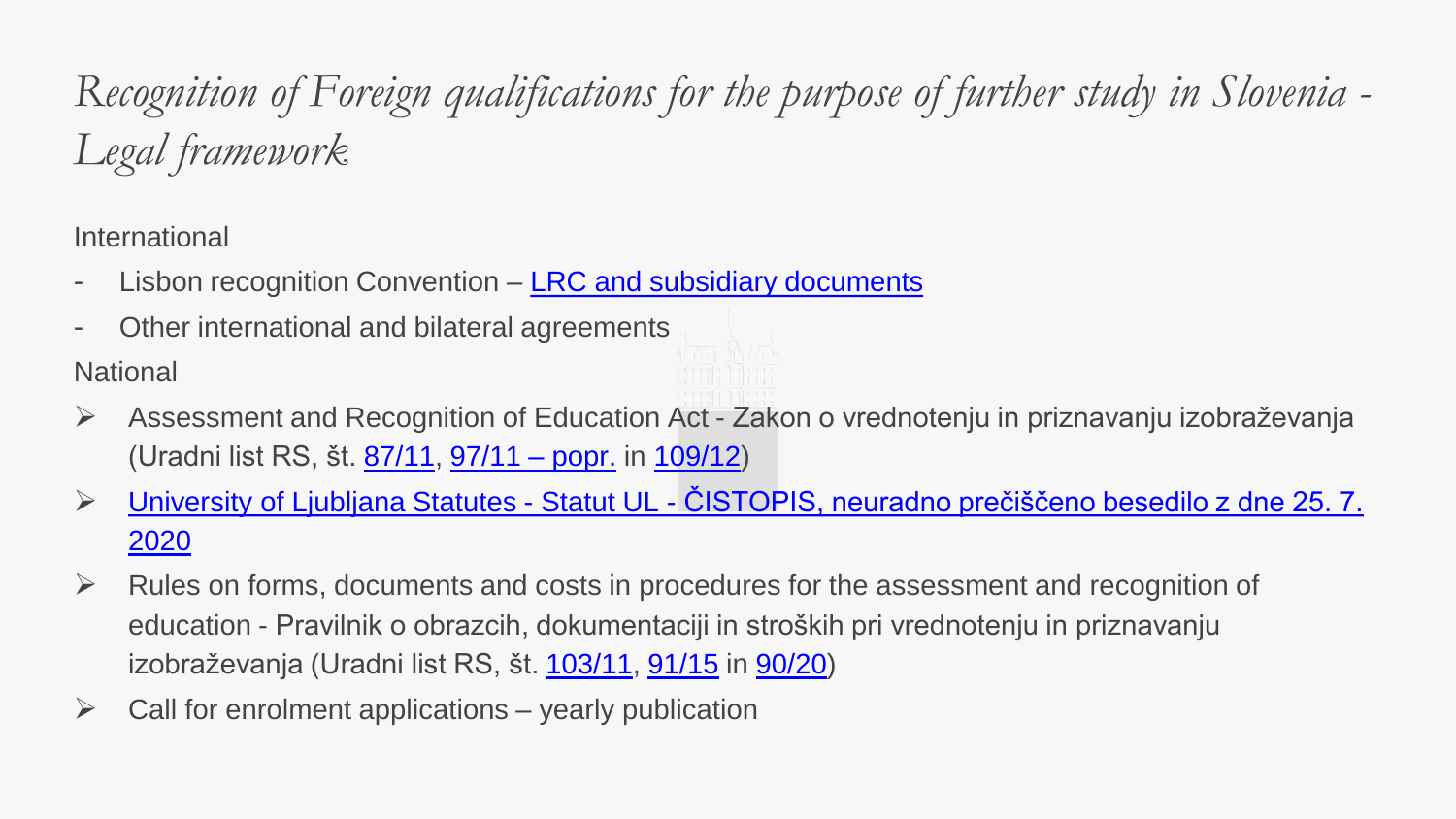# *Recognition of Foreign qualifications for the purpose of further study in Slovenia - Legal framework*

International

- Lisbon recognition Convention – LRC and subsidiary documents
- Other international and bilateral agreements

National

- Assessment and Recognition of Education Act - Zakon o vrednotenju in priznavanju izobraževanja (Uradni list RS, št. 87/11, 97/11 – popr. in 109/12)
- University of Ljubljana Statutes - Statut UL - ČISTOPIS, neuradno prečiščeno besedilo z dne 25. 7. 2020
- Rules on forms, documents and costs in procedures for the assessment and recognition of education - Pravilnik o obrazcih, dokumentaciji in stroških pri vrednotenju in priznavanju izobraževanja (Uradni list RS, št. 103/11, 91/15 in 90/20)
- Call for enrolment applications – yearly publication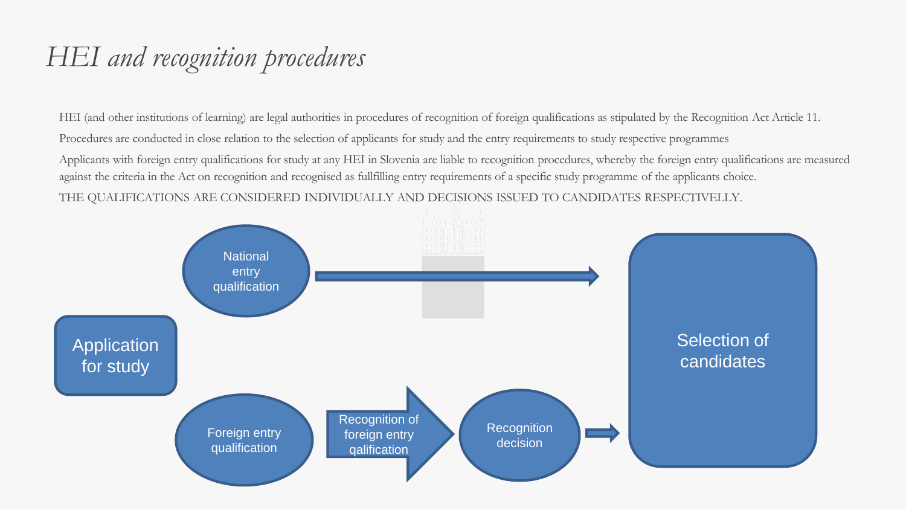# *HEI and recognition procedures*

HEI (and other institutions of learning) are legal authorities in procedures of recognition of foreign qualifications as stipulated by the Recognition Act Article 11.

Procedures are conducted in close relation to the selection of applicants for study and the entry requirements to study respective programmes

Applicants with foreign entry qualifications for study at any HEI in Slovenia are liable to recognition procedures, whereby the foreign entry qualifications are measured against the criteria in the Act on recognition and recognised as fullfilling entry requirements of a specific study programme of the applicants choice.

THE QUALIFICATIONS ARE CONSIDERED INDIVIDUALLY AND DECISIONS ISSUED TO CANDIDATES RESPECTIVELLY.

Application for study

National entry qualification → Selection of candidates

Foreign entry qualification → Recognition of foreign entry qalification → Recognition decision → Selection of candidates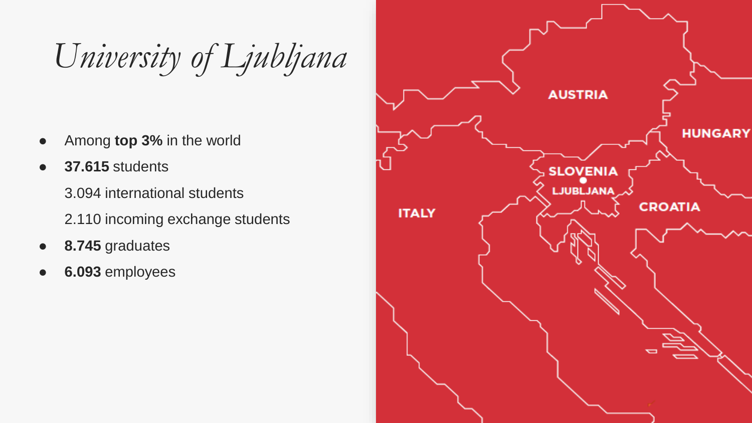# *University of Ljubljana*

- Among **top 3%** in the world
- **37.615** students

  3.094 international students

  2.110 incoming exchange students
- **8.745** graduates
- **6.093** employees

AUSTRIA

HUNGARY

SLOVENIA

LJUBLJANA

CROATIA

ITALY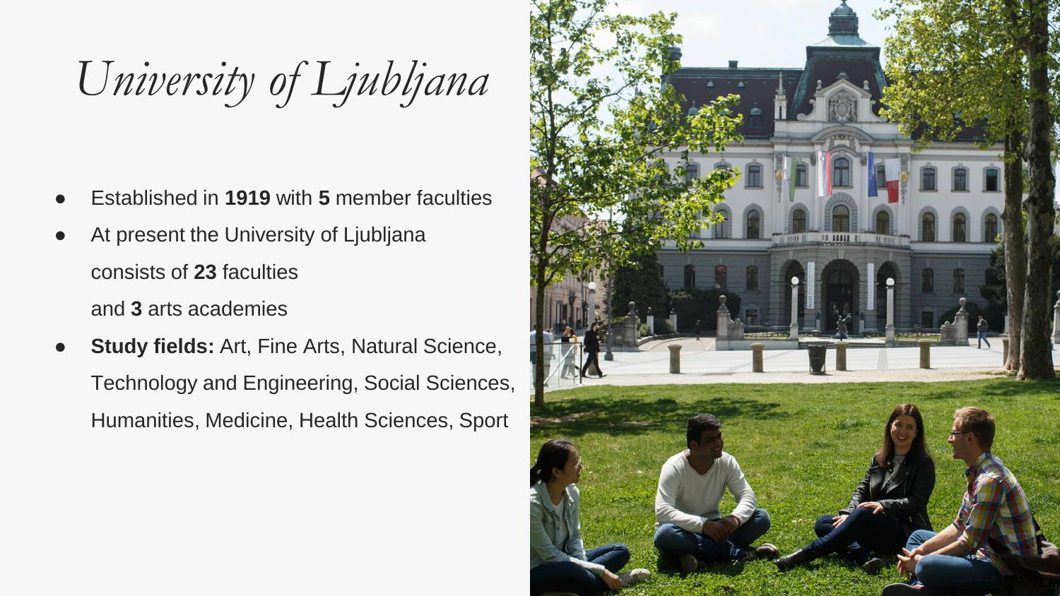# *University of Ljubljana*

- Established in **1919** with **5** member faculties
- At present the University of Ljubljana consists of **23** faculties and **3** arts academies
- **Study fields:** Art, Fine Arts, Natural Science, Technology and Engineering, Social Sciences, Humanities, Medicine, Health Sciences, Sport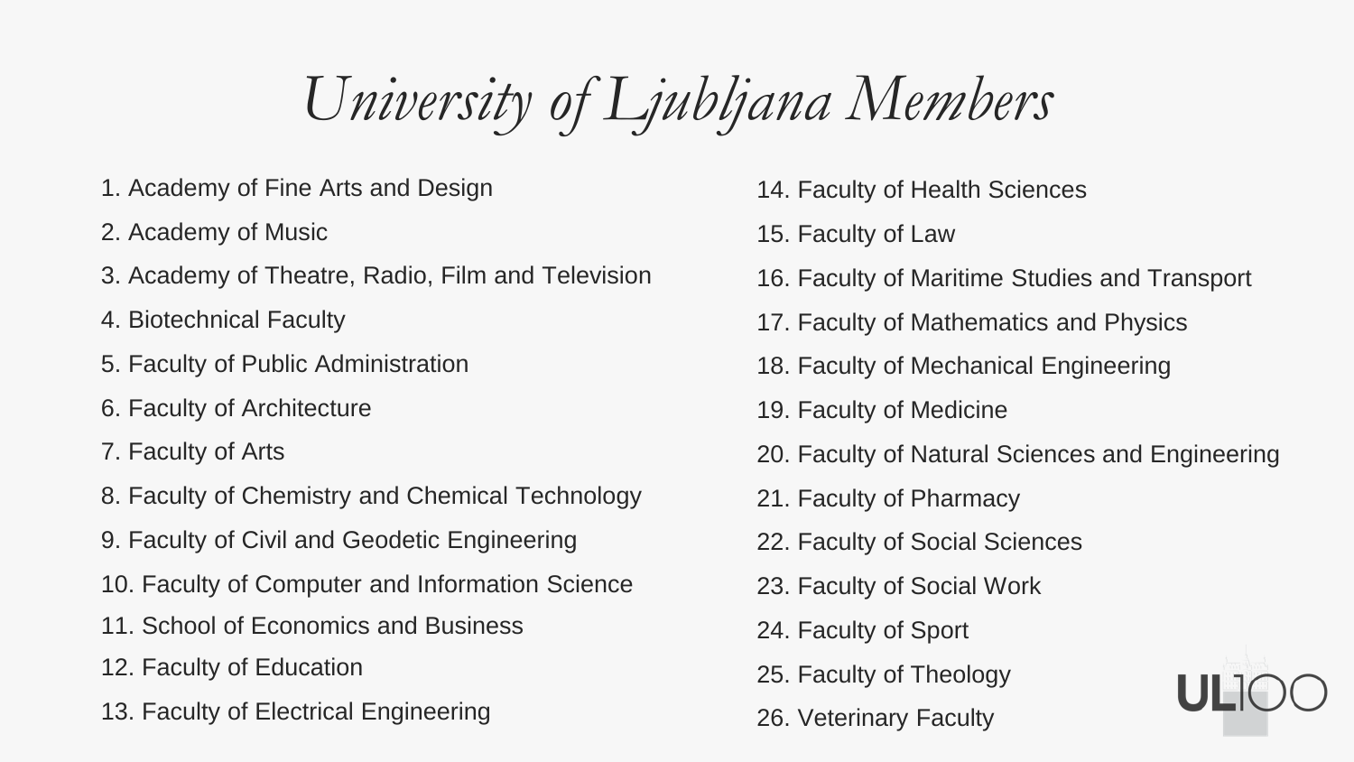# *University of Ljubljana Members*

1. Academy of Fine Arts and Design
2. Academy of Music
3. Academy of Theatre, Radio, Film and Television
4. Biotechnical Faculty
5. Faculty of Public Administration
6. Faculty of Architecture
7. Faculty of Arts
8. Faculty of Chemistry and Chemical Technology
9. Faculty of Civil and Geodetic Engineering
10. Faculty of Computer and Information Science
11. School of Economics and Business
12. Faculty of Education
13. Faculty of Electrical Engineering
14. Faculty of Health Sciences
15. Faculty of Law
16. Faculty of Maritime Studies and Transport
17. Faculty of Mathematics and Physics
18. Faculty of Mechanical Engineering
19. Faculty of Medicine
20. Faculty of Natural Sciences and Engineering
21. Faculty of Pharmacy
22. Faculty of Social Sciences
23. Faculty of Social Work
24. Faculty of Sport
25. Faculty of Theology
26. Veterinary Faculty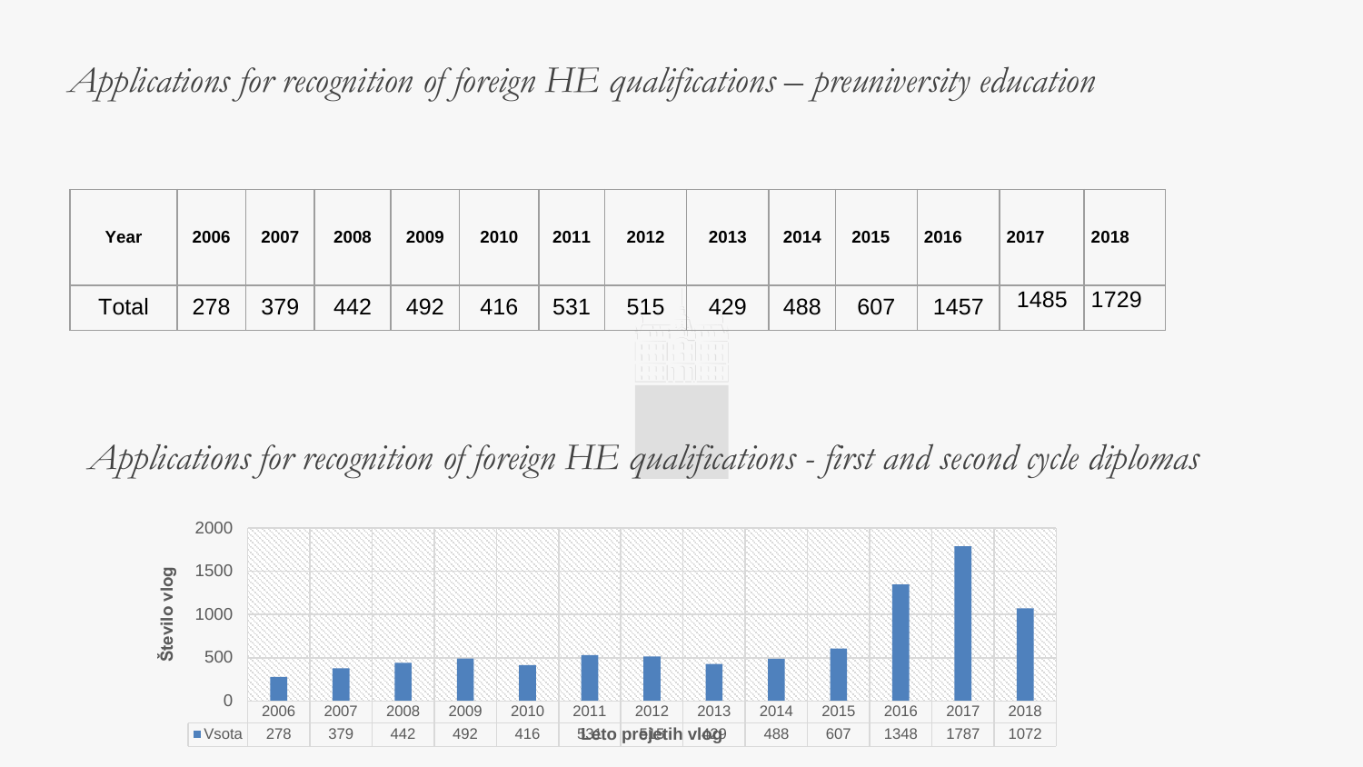# *Applications for recognition of foreign HE qualifications – preuniversity education*

| Year | 2006 | 2007 | 2008 | 2009 | 2010 | 2011 | 2012 | 2013 | 2014 | 2015 | 2016 | 2017 | 2018 |
|---|---|---|---|---|---|---|---|---|---|---|---|---|---|
| Total | 278 | 379 | 442 | 492 | 416 | 531 | 515 | 429 | 488 | 607 | 1457 | 1485 | 1729 |

# *Applications for recognition of foreign HE qualifications - first and second cycle diplomas*

Število vlog

| | 2006 | 2007 | 2008 | 2009 | 2010 | 2011 | 2012 | 2013 | 2014 | 2015 | 2016 | 2017 | 2018 |
|---|---|---|---|---|---|---|---|---|---|---|---|---|---|
| Vsota | 278 | 379 | 442 | 492 | 416 | 531 | 515 | 429 | 488 | 607 | 1348 | 1787 | 1072 |

Leto prejetih vlog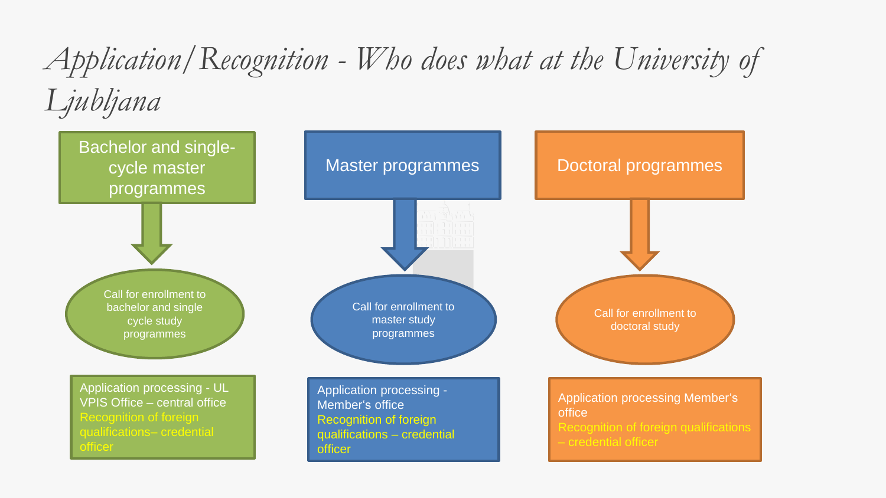# Application/Recognition - Who does what at the University of Ljubljana

## Bachelor and single-cycle master programmes

Call for enrollment to bachelor and single cycle study programmes

Application processing - UL VPIS Office – central office
Recognition of foreign qualifications– credential officer

## Master programmes

Call for enrollment to master study programmes

Application processing - Member's office
Recognition of foreign qualifications – credential officer

## Doctoral programmes

Call for enrollment to doctoral study

Application processing Member's office
Recognition of foreign qualifications – credential officer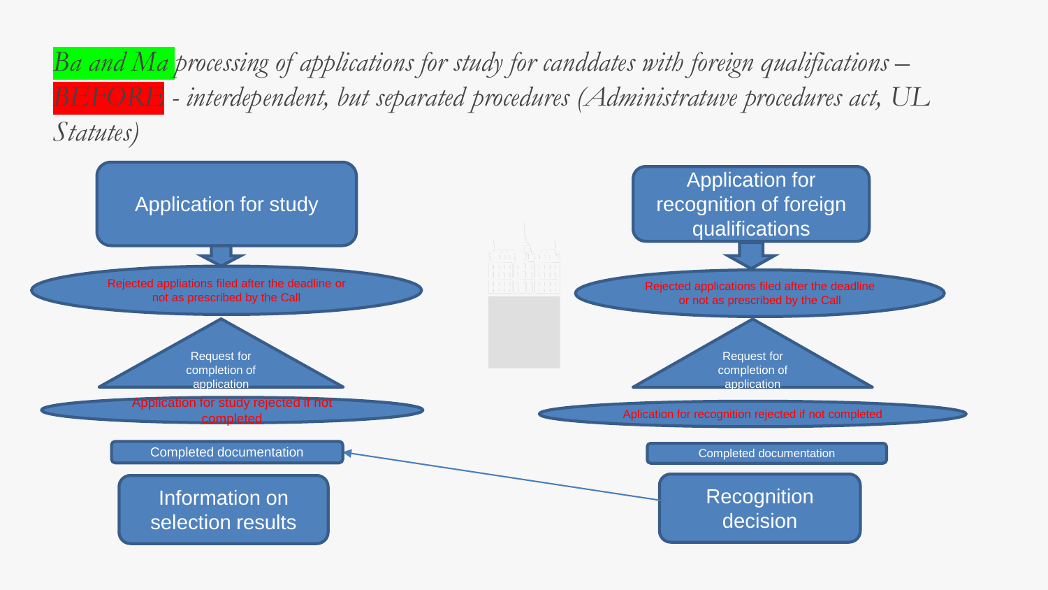# *Ba and Ma processing of applications for study for canddates with foreign qualifications – BEFORE - interdependent, but separated procedures (Administratuve procedures act, UL Statutes)*

Application for study

Rejected appliations filed after the deadline or not as prescribed by the Call

Request for completion of application

Application for study rejected if not completed

Completed documentation

Information on selection results

Application for recognition of foreign qualifications

Rejected applications filed after the deadline or not as prescribed by the Call

Request for completion of application

Aplication for recognition rejected if not completed

Completed documentation

Recognition decision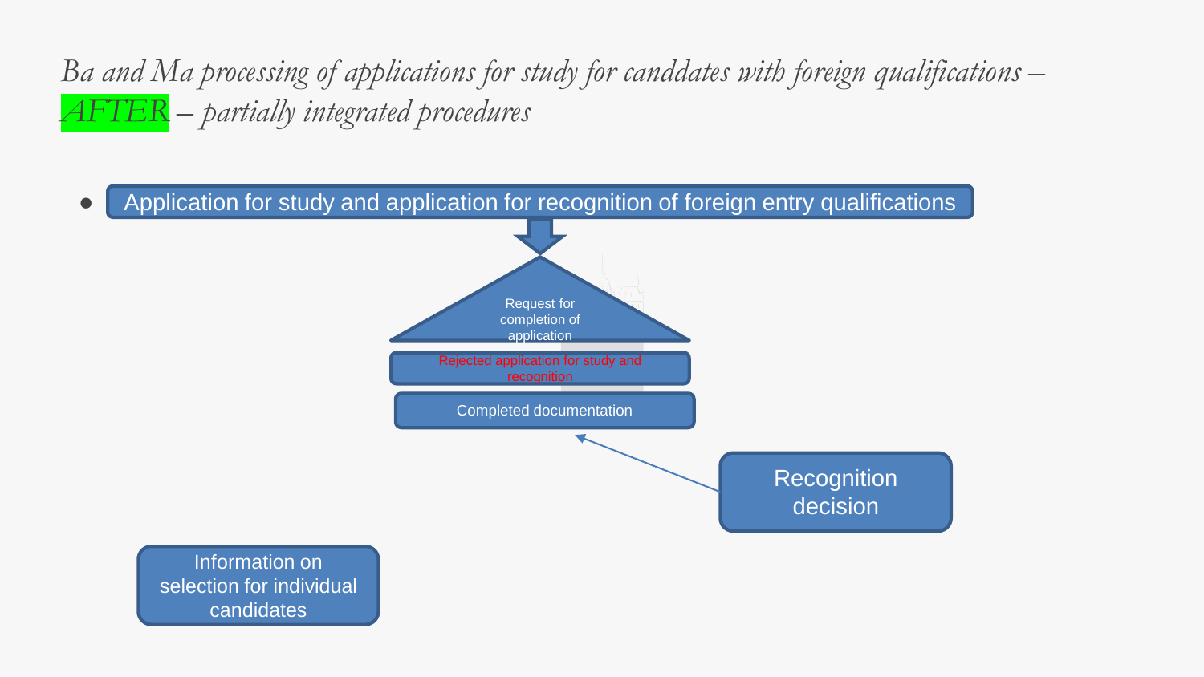# *Ba and Ma processing of applications for study for canddates with foreign qualifications – AFTER – partially integrated procedures*

- Application for study and application for recognition of foreign entry qualifications

Request for completion of application

Rejected application for study and recognition

Completed documentation

Recognition decision

Information on selection for individual candidates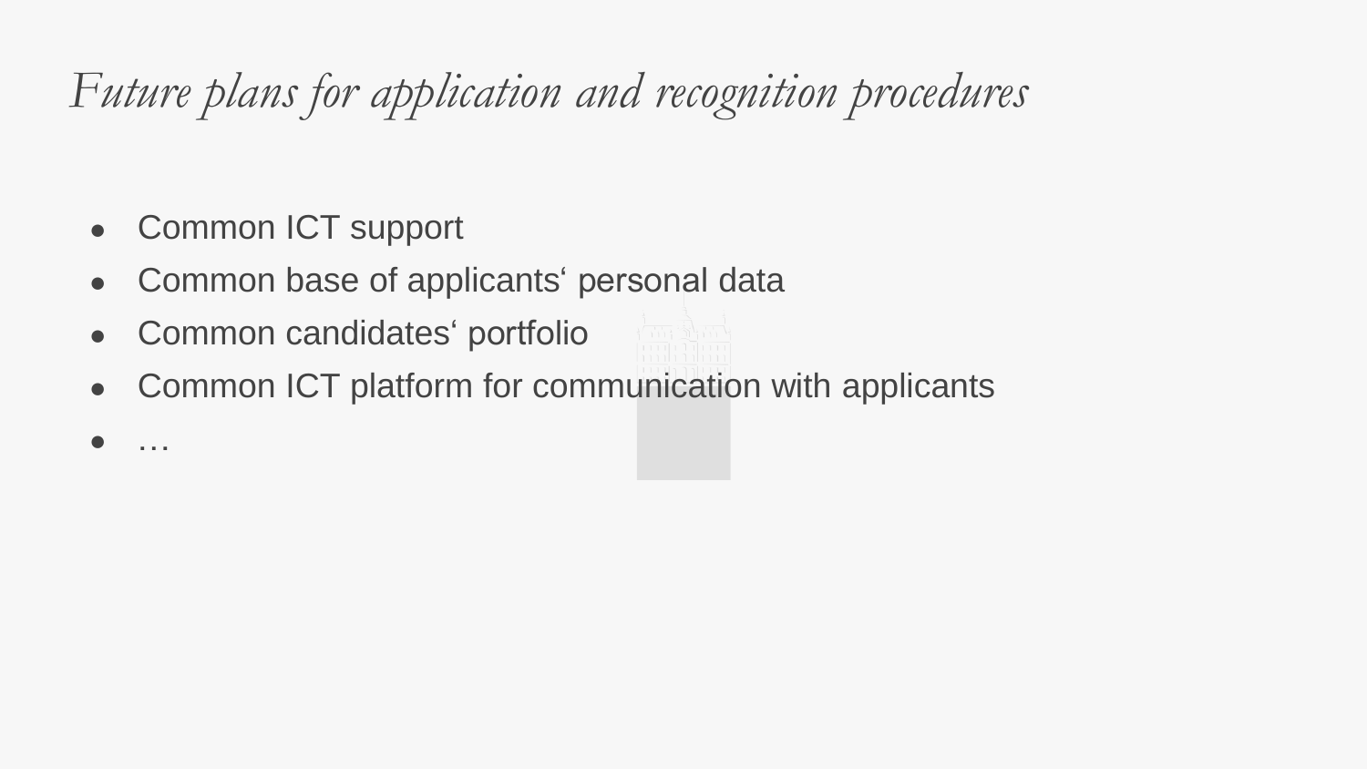# *Future plans for application and recognition procedures*

- Common ICT support
- Common base of applicants‘ personal data
- Common candidates‘ portfolio
- Common ICT platform for communication with applicants
- …